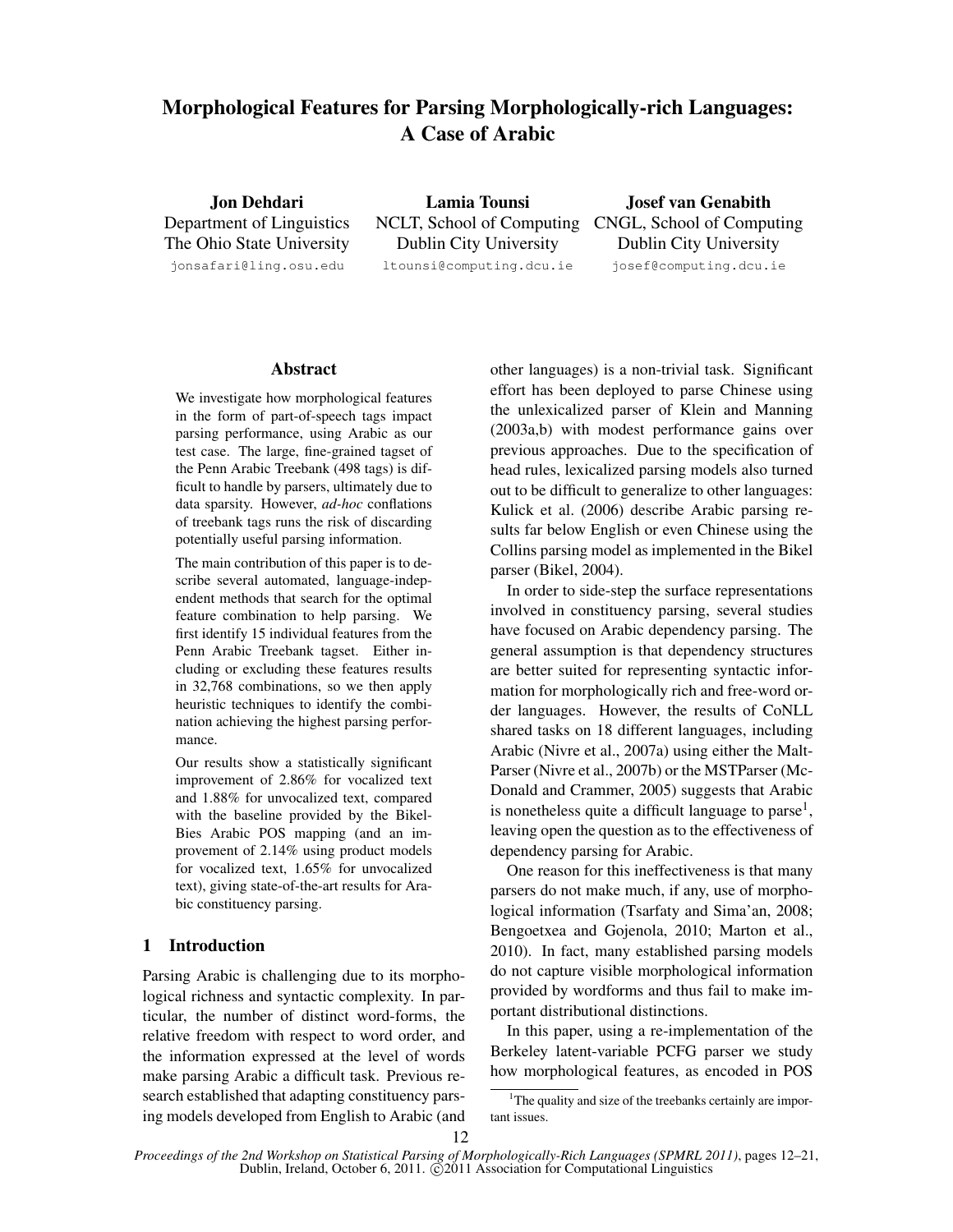# Morphological Features for Parsing Morphologically-rich Languages: A Case of Arabic

**Jon Dehdari**
Department of Linguistics
The Ohio State University
jonsafari@ling.osu.edu

**Lamia Tounsi**
NCLT, School of Computing
Dublin City University
ltounsi@computing.dcu.ie

**Josef van Genabith**
CNGL, School of Computing
Dublin City University
josef@computing.dcu.ie

## Abstract

We investigate how morphological features in the form of part-of-speech tags impact parsing performance, using Arabic as our test case. The large, fine-grained tagset of the Penn Arabic Treebank (498 tags) is difficult to handle by parsers, ultimately due to data sparsity. However, *ad-hoc* conflations of treebank tags runs the risk of discarding potentially useful parsing information.

The main contribution of this paper is to describe several automated, language-independent methods that search for the optimal feature combination to help parsing. We first identify 15 individual features from the Penn Arabic Treebank tagset. Either including or excluding these features results in 32,768 combinations, so we then apply heuristic techniques to identify the combination achieving the highest parsing performance.

Our results show a statistically significant improvement of 2.86% for vocalized text and 1.88% for unvocalized text, compared with the baseline provided by the Bikel-Bies Arabic POS mapping (and an improvement of 2.14% using product models for vocalized text, 1.65% for unvocalized text), giving state-of-the-art results for Arabic constituency parsing.

## 1 Introduction

Parsing Arabic is challenging due to its morphological richness and syntactic complexity. In particular, the number of distinct word-forms, the relative freedom with respect to word order, and the information expressed at the level of words make parsing Arabic a difficult task. Previous research established that adapting constituency parsing models developed from English to Arabic (and other languages) is a non-trivial task. Significant effort has been deployed to parse Chinese using the unlexicalized parser of Klein and Manning (2003a,b) with modest performance gains over previous approaches. Due to the specification of head rules, lexicalized parsing models also turned out to be difficult to generalize to other languages: Kulick et al. (2006) describe Arabic parsing results far below English or even Chinese using the Collins parsing model as implemented in the Bikel parser (Bikel, 2004).

In order to side-step the surface representations involved in constituency parsing, several studies have focused on Arabic dependency parsing. The general assumption is that dependency structures are better suited for representing syntactic information for morphologically rich and free-word order languages. However, the results of CoNLL shared tasks on 18 different languages, including Arabic (Nivre et al., 2007a) using either the MaltParser (Nivre et al., 2007b) or the MSTParser (McDonald and Crammer, 2005) suggests that Arabic is nonetheless quite a difficult language to parse[1], leaving open the question as to the effectiveness of dependency parsing for Arabic.

One reason for this ineffectiveness is that many parsers do not make much, if any, use of morphological information (Tsarfaty and Sima'an, 2008; Bengoetxea and Gojenola, 2010; Marton et al., 2010). In fact, many established parsing models do not capture visible morphological information provided by wordforms and thus fail to make important distributional distinctions.

In this paper, using a re-implementation of the Berkeley latent-variable PCFG parser we study how morphological features, as encoded in POS

[1] The quality and size of the treebanks certainly are important issues.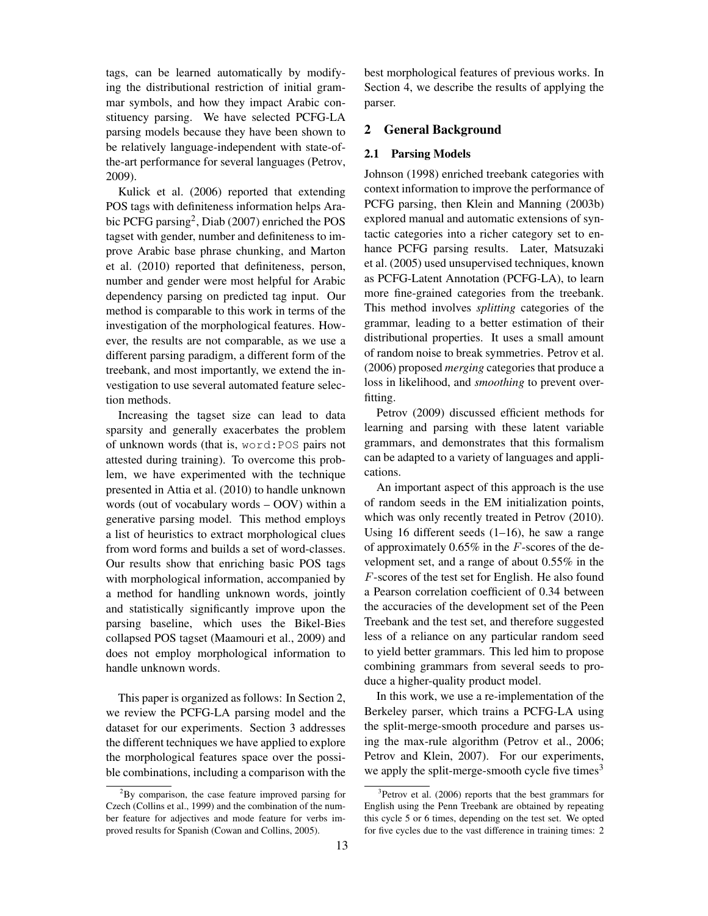tags, can be learned automatically by modifying the distributional restriction of initial grammar symbols, and how they impact Arabic constituency parsing. We have selected PCFG-LA parsing models because they have been shown to be relatively language-independent with state-of-the-art performance for several languages (Petrov, 2009).

Kulick et al. (2006) reported that extending POS tags with definiteness information helps Arabic PCFG parsing[2], Diab (2007) enriched the POS tagset with gender, number and definiteness to improve Arabic base phrase chunking, and Marton et al. (2010) reported that definiteness, person, number and gender were most helpful for Arabic dependency parsing on predicted tag input. Our method is comparable to this work in terms of the investigation of the morphological features. However, the results are not comparable, as we use a different parsing paradigm, a different form of the treebank, and most importantly, we extend the investigation to use several automated feature selection methods.

Increasing the tagset size can lead to data sparsity and generally exacerbates the problem of unknown words (that is, `word:POS` pairs not attested during training). To overcome this problem, we have experimented with the technique presented in Attia et al. (2010) to handle unknown words (out of vocabulary words – OOV) within a generative parsing model. This method employs a list of heuristics to extract morphological clues from word forms and builds a set of word-classes. Our results show that enriching basic POS tags with morphological information, accompanied by a method for handling unknown words, jointly and statistically significantly improve upon the parsing baseline, which uses the Bikel-Bies collapsed POS tagset (Maamouri et al., 2009) and does not employ morphological information to handle unknown words.

This paper is organized as follows: In Section 2, we review the PCFG-LA parsing model and the dataset for our experiments. Section 3 addresses the different techniques we have applied to explore the morphological features space over the possible combinations, including a comparison with the best morphological features of previous works. In Section 4, we describe the results of applying the parser.

## 2 General Background

### 2.1 Parsing Models

Johnson (1998) enriched treebank categories with context information to improve the performance of PCFG parsing, then Klein and Manning (2003b) explored manual and automatic extensions of syntactic categories into a richer category set to enhance PCFG parsing results. Later, Matsuzaki et al. (2005) used unsupervised techniques, known as PCFG-Latent Annotation (PCFG-LA), to learn more fine-grained categories from the treebank. This method involves *splitting* categories of the grammar, leading to a better estimation of their distributional properties. It uses a small amount of random noise to break symmetries. Petrov et al. (2006) proposed *merging* categories that produce a loss in likelihood, and *smoothing* to prevent overfitting.

Petrov (2009) discussed efficient methods for learning and parsing with these latent variable grammars, and demonstrates that this formalism can be adapted to a variety of languages and applications.

An important aspect of this approach is the use of random seeds in the EM initialization points, which was only recently treated in Petrov (2010). Using 16 different seeds (1–16), he saw a range of approximately 0.65% in the $F$-scores of the development set, and a range of about 0.55% in the $F$-scores of the test set for English. He also found a Pearson correlation coefficient of 0.34 between the accuracies of the development set of the Peen Treebank and the test set, and therefore suggested less of a reliance on any particular random seed to yield better grammars. This led him to propose combining grammars from several seeds to produce a higher-quality product model.

In this work, we use a re-implementation of the Berkeley parser, which trains a PCFG-LA using the split-merge-smooth procedure and parses using the max-rule algorithm (Petrov et al., 2006; Petrov and Klein, 2007). For our experiments, we apply the split-merge-smooth cycle five times[3]

[2]By comparison, the case feature improved parsing for Czech (Collins et al., 1999) and the combination of the number feature for adjectives and mode feature for verbs improved results for Spanish (Cowan and Collins, 2005).

[3]Petrov et al. (2006) reports that the best grammars for English using the Penn Treebank are obtained by repeating this cycle 5 or 6 times, depending on the test set. We opted for five cycles due to the vast difference in training times: 2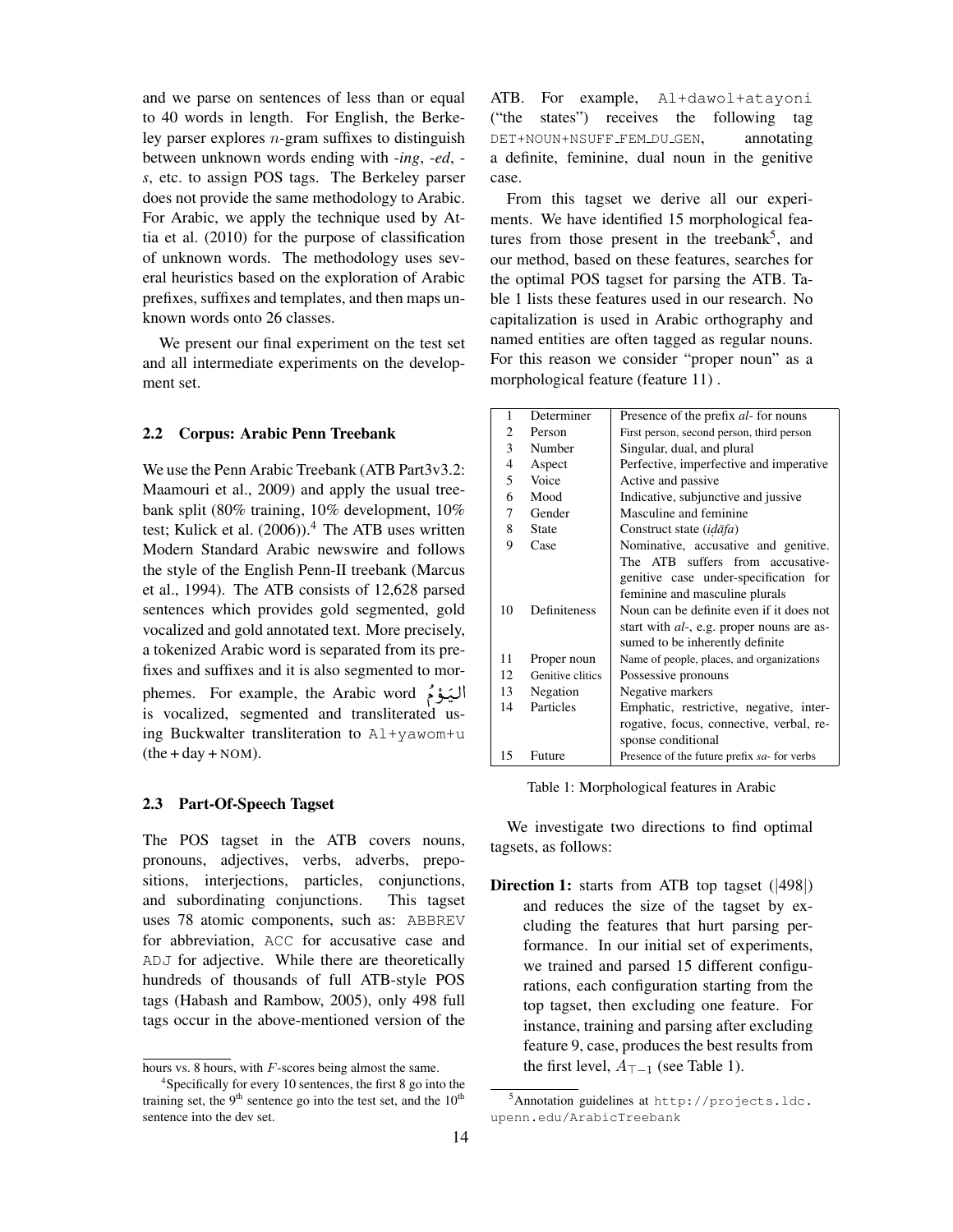and we parse on sentences of less than or equal to 40 words in length. For English, the Berkeley parser explores $n$-gram suffixes to distinguish between unknown words ending with *-ing*, *-ed*, *-s*, etc. to assign POS tags. The Berkeley parser does not provide the same methodology to Arabic. For Arabic, we apply the technique used by Attia et al. (2010) for the purpose of classification of unknown words. The methodology uses several heuristics based on the exploration of Arabic prefixes, suffixes and templates, and then maps unknown words onto 26 classes.

We present our final experiment on the test set and all intermediate experiments on the development set.

### 2.2 Corpus: Arabic Penn Treebank

We use the Penn Arabic Treebank (ATB Part3v3.2: Maamouri et al., 2009) and apply the usual treebank split (80% training, 10% development, 10% test; Kulick et al. (2006)).[4] The ATB uses written Modern Standard Arabic newswire and follows the style of the English Penn-II treebank (Marcus et al., 1994). The ATB consists of 12,628 parsed sentences which provides gold segmented, gold vocalized and gold annotated text. More precisely, a tokenized Arabic word is separated from its prefixes and suffixes and it is also segmented to morphemes. For example, the Arabic word اليَوْمُ is vocalized, segmented and transliterated using Buckwalter transliteration to `Al+yawom+u` (the + day + NOM).

### 2.3 Part-Of-Speech Tagset

The POS tagset in the ATB covers nouns, pronouns, adjectives, verbs, adverbs, prepositions, interjections, particles, conjunctions, and subordinating conjunctions. This tagset uses 78 atomic components, such as: `ABBREV` for abbreviation, `ACC` for accusative case and `ADJ` for adjective. While there are theoretically hundreds of thousands of full ATB-style POS tags (Habash and Rambow, 2005), only 498 full tags occur in the above-mentioned version of the ATB. For example, `Al+dawol+atayoni` ("the states") receives the following tag `DET+NOUN+NSUFF_FEM_DU_GEN`, annotating a definite, feminine, dual noun in the genitive case.

From this tagset we derive all our experiments. We have identified 15 morphological features from those present in the treebank[5], and our method, based on these features, searches for the optimal POS tagset for parsing the ATB. Table 1 lists these features used in our research. No capitalization is used in Arabic orthography and named entities are often tagged as regular nouns. For this reason we consider "proper noun" as a morphological feature (feature 11) .

| | | |
|---|---|---|
| 1 | Determiner | Presence of the prefix *al-* for nouns |
| 2 | Person | First person, second person, third person |
| 3 | Number | Singular, dual, and plural |
| 4 | Aspect | Perfective, imperfective and imperative |
| 5 | Voice | Active and passive |
| 6 | Mood | Indicative, subjunctive and jussive |
| 7 | Gender | Masculine and feminine |
| 8 | State | Construct state (*iḍāfa*) |
| 9 | Case | Nominative, accusative and genitive. The ATB suffers from accusative-genitive case under-specification for feminine and masculine plurals |
| 10 | Definiteness | Noun can be definite even if it does not start with *al-*, e.g. proper nouns are assumed to be inherently definite |
| 11 | Proper noun | Name of people, places, and organizations |
| 12 | Genitive clitics | Possessive pronouns |
| 13 | Negation | Negative markers |
| 14 | Particles | Emphatic, restrictive, negative, interrogative, focus, connective, verbal, response conditional |
| 15 | Future | Presence of the future prefix *sa-* for verbs |

Table 1: Morphological features in Arabic

We investigate two directions to find optimal tagsets, as follows:

**Direction 1:** starts from ATB top tagset (|498|) and reduces the size of the tagset by excluding the features that hurt parsing performance. In our initial set of experiments, we trained and parsed 15 different configurations, each configuration starting from the top tagset, then excluding one feature. For instance, training and parsing after excluding feature 9, case, produces the best results from the first level, $A_{\top-1}$ (see Table 1).

---

hours vs. 8 hours, with $F$-scores being almost the same.

[4] Specifically for every 10 sentences, the first 8 go into the training set, the 9th sentence go into the test set, and the 10th sentence into the dev set.

[5] Annotation guidelines at http://projects.ldc.upenn.edu/ArabicTreebank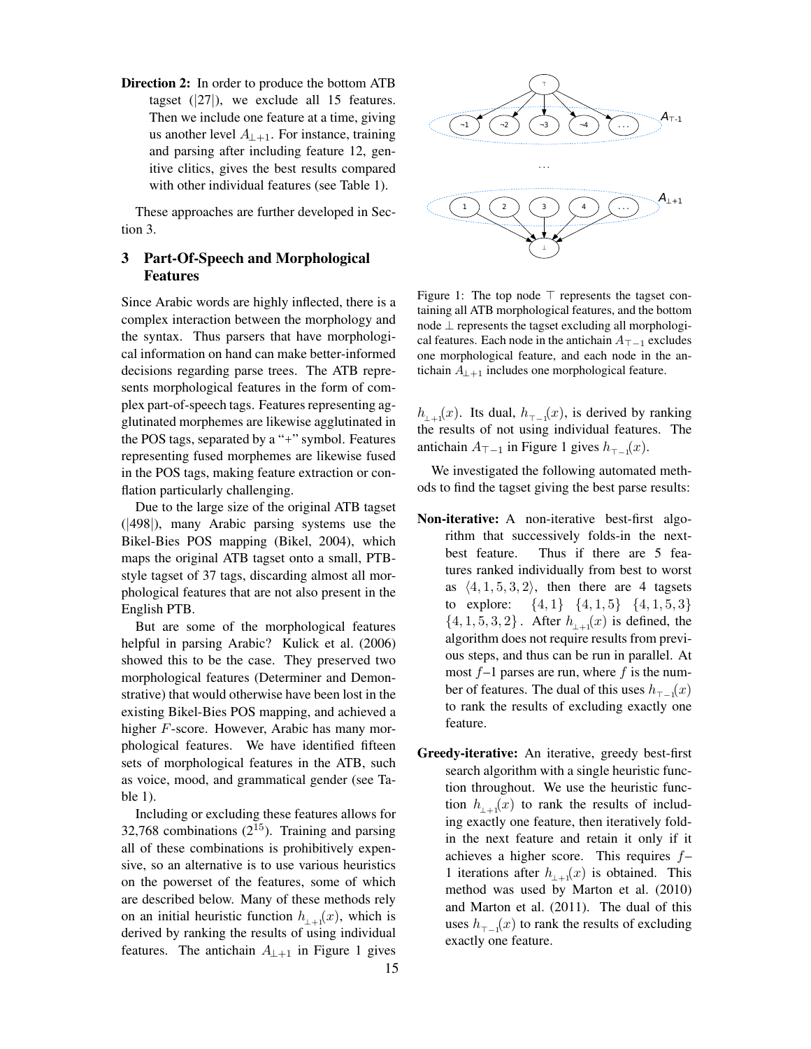**Direction 2:** In order to produce the bottom ATB tagset (|27|), we exclude all 15 features. Then we include one feature at a time, giving us another level $A_{\bot+1}$. For instance, training and parsing after including feature 12, genitive clitics, gives the best results compared with other individual features (see Table 1).

These approaches are further developed in Section 3.

## 3 Part-Of-Speech and Morphological Features

Since Arabic words are highly inflected, there is a complex interaction between the morphology and the syntax. Thus parsers that have morphological information on hand can make better-informed decisions regarding parse trees. The ATB represents morphological features in the form of complex part-of-speech tags. Features representing agglutinated morphemes are likewise agglutinated in the POS tags, separated by a "+" symbol. Features representing fused morphemes are likewise fused in the POS tags, making feature extraction or conflation particularly challenging.

Due to the large size of the original ATB tagset (|498|), many Arabic parsing systems use the Bikel-Bies POS mapping (Bikel, 2004), which maps the original ATB tagset onto a small, PTB-style tagset of 37 tags, discarding almost all morphological features that are not also present in the English PTB.

But are some of the morphological features helpful in parsing Arabic? Kulick et al. (2006) showed this to be the case. They preserved two morphological features (Determiner and Demonstrative) that would otherwise have been lost in the existing Bikel-Bies POS mapping, and achieved a higher $F$-score. However, Arabic has many morphological features. We have identified fifteen sets of morphological features in the ATB, such as voice, mood, and grammatical gender (see Table 1).

Including or excluding these features allows for 32,768 combinations ($2^{15}$). Training and parsing all of these combinations is prohibitively expensive, so an alternative is to use various heuristics on the powerset of the features, some of which are described below. Many of these methods rely on an initial heuristic function $h_{\bot+1}(x)$, which is derived by ranking the results of using individual features. The antichain $A_{\bot+1}$ in Figure 1 gives $h_{\bot+1}(x)$. Its dual, $h_{\top-1}(x)$, is derived by ranking the results of not using individual features. The antichain $A_{\top-1}$ in Figure 1 gives $h_{\top-1}(x)$.

Figure 1: The top node $\top$ represents the tagset containing all ATB morphological features, and the bottom node $\bot$ represents the tagset excluding all morphological features. Each node in the antichain $A_{\top-1}$ excludes one morphological feature, and each node in the antichain $A_{\bot+1}$ includes one morphological feature.

We investigated the following automated methods to find the tagset giving the best parse results:

**Non-iterative:** A non-iterative best-first algorithm that successively folds-in the next-best feature. Thus if there are 5 features ranked individually from best to worst as $\langle 4, 1, 5, 3, 2\rangle$, then there are 4 tagsets to explore: $\{4, 1\}$ $\{4, 1, 5\}$ $\{4, 1, 5, 3\}$ $\{4, 1, 5, 3, 2\}$. After $h_{\bot+1}(x)$ is defined, the algorithm does not require results from previous steps, and thus can be run in parallel. At most $f$–1 parses are run, where $f$ is the number of features. The dual of this uses $h_{\top-1}(x)$ to rank the results of excluding exactly one feature.

**Greedy-iterative:** An iterative, greedy best-first search algorithm with a single heuristic function throughout. We use the heuristic function $h_{\bot+1}(x)$ to rank the results of including exactly one feature, then iteratively fold-in the next feature and retain it only if it achieves a higher score. This requires $f$–1 iterations after $h_{\bot+1}(x)$ is obtained. This method was used by Marton et al. (2010) and Marton et al. (2011). The dual of this uses $h_{\top-1}(x)$ to rank the results of excluding exactly one feature.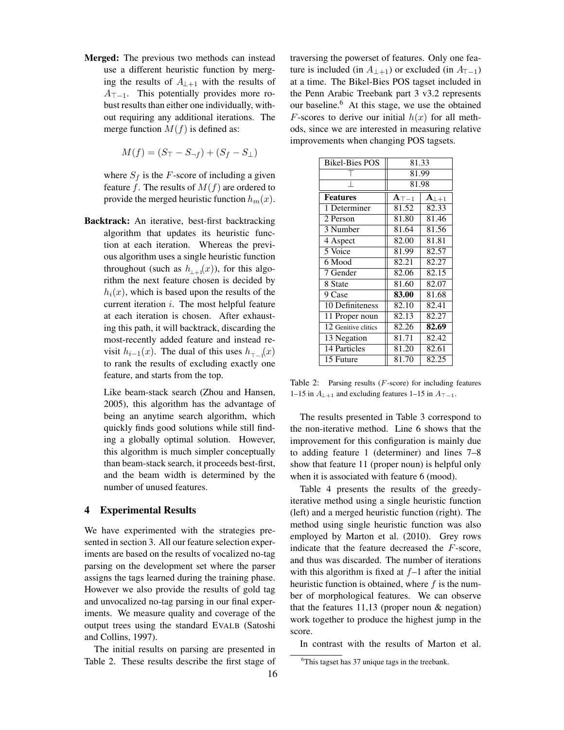**Merged:** The previous two methods can instead use a different heuristic function by merging the results of $A_{\perp+1}$ with the results of $A_{\top-1}$. This potentially provides more robust results than either one individually, without requiring any additional iterations. The merge function $M(f)$ is defined as:

$$M(f) = (S_{\top} - S_{\neg f}) + (S_f - S_{\perp})$$

where $S_f$ is the $F$-score of including a given feature $f$. The results of $M(f)$ are ordered to provide the merged heuristic function $h_m(x)$.

**Backtrack:** An iterative, best-first backtracking algorithm that updates its heuristic function at each iteration. Whereas the previous algorithm uses a single heuristic function throughout (such as $h_{\perp+1}(x)$), for this algorithm the next feature chosen is decided by $h_i(x)$, which is based upon the results of the current iteration $i$. The most helpful feature at each iteration is chosen. After exhausting this path, it will backtrack, discarding the most-recently added feature and instead revisit $h_{i-1}(x)$. The dual of this uses $h_{\top-1}(x)$ to rank the results of excluding exactly one feature, and starts from the top.

Like beam-stack search (Zhou and Hansen, 2005), this algorithm has the advantage of being an anytime search algorithm, which quickly finds good solutions while still finding a globally optimal solution. However, this algorithm is much simpler conceptually than beam-stack search, it proceeds best-first, and the beam width is determined by the number of unused features.

## 4 Experimental Results

We have experimented with the strategies presented in section 3. All our feature selection experiments are based on the results of vocalized no-tag parsing on the development set where the parser assigns the tags learned during the training phase. However we also provide the results of gold tag and unvocalized no-tag parsing in our final experiments. We measure quality and coverage of the output trees using the standard EVALB (Satoshi and Collins, 1997).

The initial results on parsing are presented in Table 2. These results describe the first stage of traversing the powerset of features. Only one feature is included (in $A_{\perp+1}$) or excluded (in $A_{\top-1}$) at a time. The Bikel-Bies POS tagset included in the Penn Arabic Treebank part 3 v3.2 represents our baseline.[6] At this stage, we use the obtained $F$-scores to derive our initial $h(x)$ for all methods, since we are interested in measuring relative improvements when changing POS tagsets.

| Bikel-Bies POS | 81.33 | |
|---|---|---|
| $\top$ | 81.99 | |
| $\perp$ | 81.98 | |
| **Features** | $\mathbf{A_{\top-1}}$ | $\mathbf{A_{\perp+1}}$ |
| 1 Determiner | 81.52 | 82.33 |
| 2 Person | 81.80 | 81.46 |
| 3 Number | 81.64 | 81.56 |
| 4 Aspect | 82.00 | 81.81 |
| 5 Voice | 81.99 | 82.57 |
| 6 Mood | 82.21 | 82.27 |
| 7 Gender | 82.06 | 82.15 |
| 8 State | 81.60 | 82.07 |
| 9 Case | **83.00** | 81.68 |
| 10 Definiteness | 82.10 | 82.41 |
| 11 Proper noun | 82.13 | 82.27 |
| 12 Genitive clitics | 82.26 | **82.69** |
| 13 Negation | 81.71 | 82.42 |
| 14 Particles | 81.20 | 82.61 |
| 15 Future | 81.70 | 82.25 |

Table 2: Parsing results ($F$-score) for including features 1–15 in $A_{\perp+1}$ and excluding features 1–15 in $A_{\top-1}$.

The results presented in Table 3 correspond to the non-iterative method. Line 6 shows that the improvement for this configuration is mainly due to adding feature 1 (determiner) and lines 7–8 show that feature 11 (proper noun) is helpful only when it is associated with feature 6 (mood).

Table 4 presents the results of the greedy-iterative method using a single heuristic function (left) and a merged heuristic function (right). The method using single heuristic function was also employed by Marton et al. (2010). Grey rows indicate that the feature decreased the $F$-score, and thus was discarded. The number of iterations with this algorithm is fixed at $f$–1 after the initial heuristic function is obtained, where $f$ is the number of morphological features. We can observe that the features 11,13 (proper noun & negation) work together to produce the highest jump in the score.

In contrast with the results of Marton et al.

[6] This tagset has 37 unique tags in the treebank.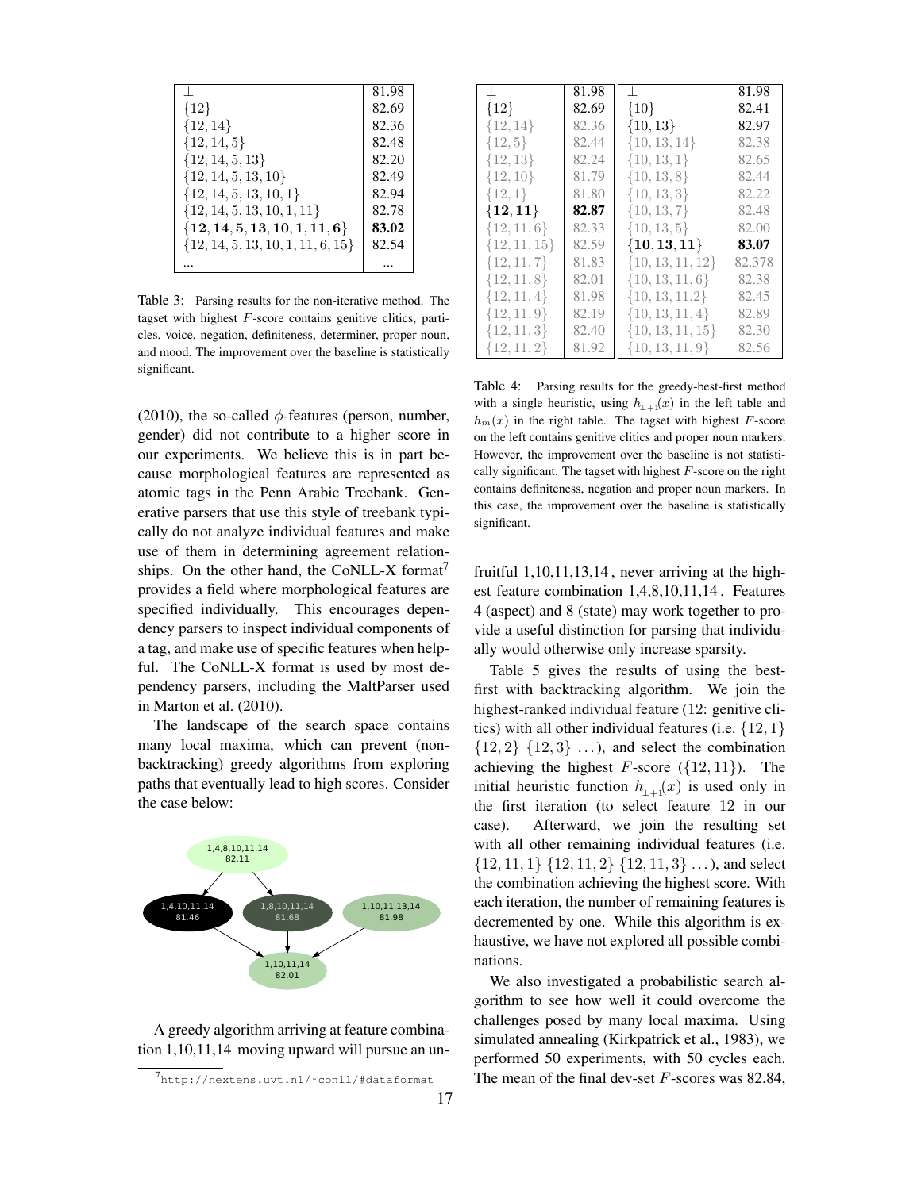| $\perp$ | 81.98 |
| --- | --- |
| $\{12\}$ | 82.69 |
| $\{12, 14\}$ | 82.36 |
| $\{12, 14, 5\}$ | 82.48 |
| $\{12, 14, 5, 13\}$ | 82.20 |
| $\{12, 14, 5, 13, 10\}$ | 82.49 |
| $\{12, 14, 5, 13, 10, 1\}$ | 82.94 |
| $\{12, 14, 5, 13, 10, 1, 11\}$ | 82.78 |
| $\mathbf{\{12, 14, 5, 13, 10, 1, 11, 6\}}$ | **83.02** |
| $\{12, 14, 5, 13, 10, 1, 11, 6, 15\}$ | 82.54 |
| ... | ... |

Table 3: Parsing results for the non-iterative method. The tagset with highest $F$-score contains genitive clitics, particles, voice, negation, definiteness, determiner, proper noun, and mood. The improvement over the baseline is statistically significant.

| $\perp$ | 81.98 | $\perp$ | 81.98 |
| --- | --- | --- | --- |
| $\{12\}$ | 82.69 | $\{10\}$ | 82.41 |
| $\{12, 14\}$ | 82.36 | $\{10, 13\}$ | 82.97 |
| $\{12, 5\}$ | 82.44 | $\{10, 13, 14\}$ | 82.38 |
| $\{12, 13\}$ | 82.24 | $\{10, 13, 1\}$ | 82.65 |
| $\{12, 10\}$ | 81.79 | $\{10, 13, 8\}$ | 82.44 |
| $\{12, 1\}$ | 81.80 | $\{10, 13, 3\}$ | 82.22 |
| $\mathbf{\{12, 11\}}$ | **82.87** | $\{10, 13, 7\}$ | 82.48 |
| $\{12, 11, 6\}$ | 82.33 | $\{10, 13, 5\}$ | 82.00 |
| $\{12, 11, 15\}$ | 82.59 | $\mathbf{\{10, 13, 11\}}$ | **83.07** |
| $\{12, 11, 7\}$ | 81.83 | $\{10, 13, 11, 12\}$ | 82.378 |
| $\{12, 11, 8\}$ | 82.01 | $\{10, 13, 11, 6\}$ | 82.38 |
| $\{12, 11, 4\}$ | 81.98 | $\{10, 13, 11.2\}$ | 82.45 |
| $\{12, 11, 9\}$ | 82.19 | $\{10, 13, 11, 4\}$ | 82.89 |
| $\{12, 11, 3\}$ | 82.40 | $\{10, 13, 11, 15\}$ | 82.30 |
| $\{12, 11, 2\}$ | 81.92 | $\{10, 13, 11, 9\}$ | 82.56 |

Table 4: Parsing results for the greedy-best-first method with a single heuristic, using $h_{\perp+1}(x)$ in the left table and $h_m(x)$ in the right table. The tagset with highest $F$-score on the left contains genitive clitics and proper noun markers. However, the improvement over the baseline is not statistically significant. The tagset with highest $F$-score on the right contains definiteness, negation and proper noun markers. In this case, the improvement over the baseline is statistically significant.

(2010), the so-called $\phi$-features (person, number, gender) did not contribute to a higher score in our experiments. We believe this is in part because morphological features are represented as atomic tags in the Penn Arabic Treebank. Generative parsers that use this style of treebank typically do not analyze individual features and make use of them in determining agreement relationships. On the other hand, the CoNLL-X format[7] provides a field where morphological features are specified individually. This encourages dependency parsers to inspect individual components of a tag, and make use of specific features when helpful. The CoNLL-X format is used by most dependency parsers, including the MaltParser used in Marton et al. (2010).

The landscape of the search space contains many local maxima, which can prevent (non-backtracking) greedy algorithms from exploring paths that eventually lead to high scores. Consider the case below:

1,4,8,10,11,14 (82.11) → 1,4,10,11,14 (81.46); 1,4,8,10,11,14 (82.11) → 1,8,10,11,14 (81.68); 1,4,10,11,14 (81.46) → 1,10,11,14 (82.01); 1,8,10,11,14 (81.68) → 1,10,11,14 (82.01); 1,10,11,13,14 (81.98) → 1,10,11,14 (82.01)

A greedy algorithm arriving at feature combination 1,10,11,14 moving upward will pursue an unfruitful 1,10,11,13,14 , never arriving at the highest feature combination 1,4,8,10,11,14 . Features 4 (aspect) and 8 (state) may work together to provide a useful distinction for parsing that individually would otherwise only increase sparsity.

Table 5 gives the results of using the best-first with backtracking algorithm. We join the highest-ranked individual feature (12: genitive clitics) with all other individual features (i.e. $\{12, 1\}$ $\{12, 2\}$ $\{12, 3\}$ ...), and select the combination achieving the highest $F$-score ($\{12, 11\}$). The initial heuristic function $h_{\perp+1}(x)$ is used only in the first iteration (to select feature 12 in our case). Afterward, we join the resulting set with all other remaining individual features (i.e. $\{12, 11, 1\}$ $\{12, 11, 2\}$ $\{12, 11, 3\}$ ...), and select the combination achieving the highest score. With each iteration, the number of remaining features is decremented by one. While this algorithm is exhaustive, we have not explored all possible combinations.

We also investigated a probabilistic search algorithm to see how well it could overcome the challenges posed by many local maxima. Using simulated annealing (Kirkpatrick et al., 1983), we performed 50 experiments, with 50 cycles each. The mean of the final dev-set $F$-scores was 82.84,

[7] http://nextens.uvt.nl/~conll/#dataformat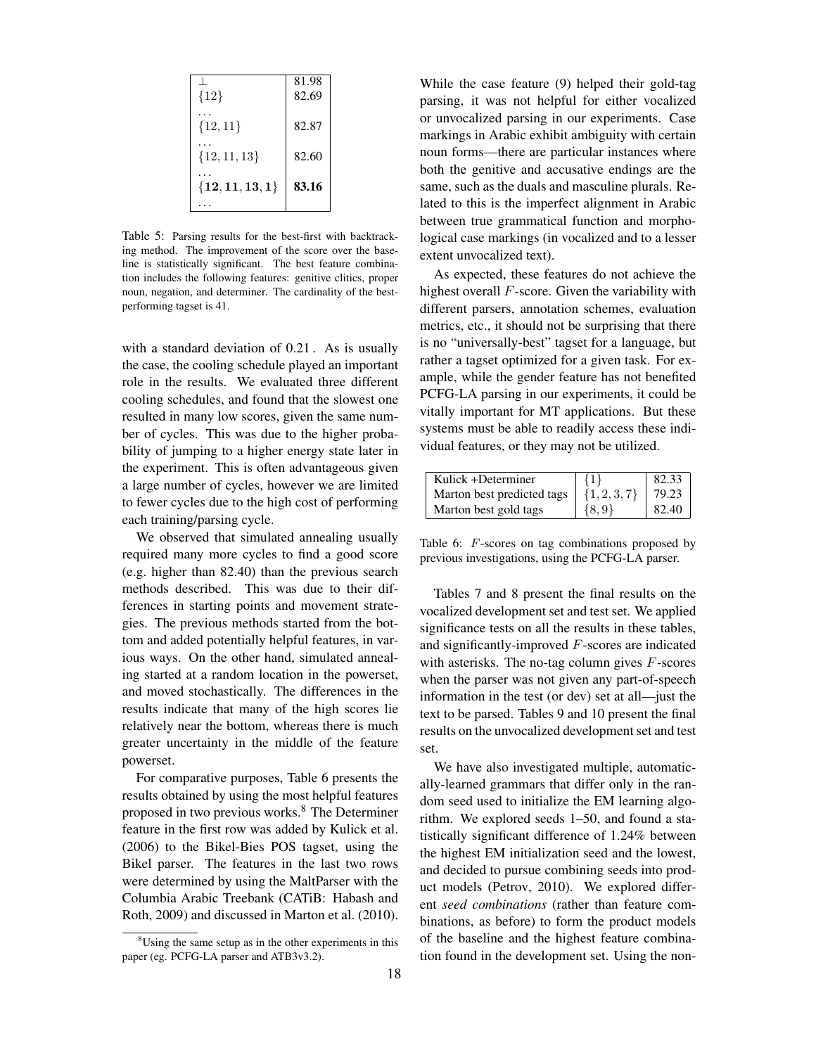| | |
|---|---|
| $\perp$ | 81.98 |
| $\{12\}$ | 82.69 |
| ... | |
| $\{12, 11\}$ | 82.87 |
| ... | |
| $\{12, 11, 13\}$ | 82.60 |
| ... | |
| $\{\mathbf{12}, \mathbf{11}, \mathbf{13}, \mathbf{1}\}$ | **83.16** |
| ... | |

Table 5: Parsing results for the best-first with backtracking method. The improvement of the score over the baseline is statistically significant. The best feature combination includes the following features: genitive clitics, proper noun, negation, and determiner. The cardinality of the best-performing tagset is 41.

with a standard deviation of 0.21 . As is usually the case, the cooling schedule played an important role in the results. We evaluated three different cooling schedules, and found that the slowest one resulted in many low scores, given the same number of cycles. This was due to the higher probability of jumping to a higher energy state later in the experiment. This is often advantageous given a large number of cycles, however we are limited to fewer cycles due to the high cost of performing each training/parsing cycle.

We observed that simulated annealing usually required many more cycles to find a good score (e.g. higher than 82.40) than the previous search methods described. This was due to their differences in starting points and movement strategies. The previous methods started from the bottom and added potentially helpful features, in various ways. On the other hand, simulated annealing started at a random location in the powerset, and moved stochastically. The differences in the results indicate that many of the high scores lie relatively near the bottom, whereas there is much greater uncertainty in the middle of the feature powerset.

For comparative purposes, Table 6 presents the results obtained by using the most helpful features proposed in two previous works.[8] The Determiner feature in the first row was added by Kulick et al. (2006) to the Bikel-Bies POS tagset, using the Bikel parser. The features in the last two rows were determined by using the MaltParser with the Columbia Arabic Treebank (CATiB: Habash and Roth, 2009) and discussed in Marton et al. (2010).

[8] Using the same setup as in the other experiments in this paper (eg. PCFG-LA parser and ATB3v3.2).

While the case feature (9) helped their gold-tag parsing, it was not helpful for either vocalized or unvocalized parsing in our experiments. Case markings in Arabic exhibit ambiguity with certain noun forms—there are particular instances where both the genitive and accusative endings are the same, such as the duals and masculine plurals. Related to this is the imperfect alignment in Arabic between true grammatical function and morphological case markings (in vocalized and to a lesser extent unvocalized text).

As expected, these features do not achieve the highest overall $F$-score. Given the variability with different parsers, annotation schemes, evaluation metrics, etc., it should not be surprising that there is no "universally-best" tagset for a language, but rather a tagset optimized for a given task. For example, while the gender feature has not benefited PCFG-LA parsing in our experiments, it could be vitally important for MT applications. But these systems must be able to readily access these individual features, or they may not be utilized.

| | | |
|---|---|---|
| Kulick +Determiner | $\{1\}$ | 82.33 |
| Marton best predicted tags | $\{1, 2, 3, 7\}$ | 79.23 |
| Marton best gold tags | $\{8, 9\}$ | 82.40 |

Table 6: $F$-scores on tag combinations proposed by previous investigations, using the PCFG-LA parser.

Tables 7 and 8 present the final results on the vocalized development set and test set. We applied significance tests on all the results in these tables, and significantly-improved $F$-scores are indicated with asterisks. The no-tag column gives $F$-scores when the parser was not given any part-of-speech information in the test (or dev) set at all—just the text to be parsed. Tables 9 and 10 present the final results on the unvocalized development set and test set.

We have also investigated multiple, automatically-learned grammars that differ only in the random seed used to initialize the EM learning algorithm. We explored seeds 1–50, and found a statistically significant difference of 1.24% between the highest EM initialization seed and the lowest, and decided to pursue combining seeds into product models (Petrov, 2010). We explored different *seed combinations* (rather than feature combinations, as before) to form the product models of the baseline and the highest feature combination found in the development set. Using the non-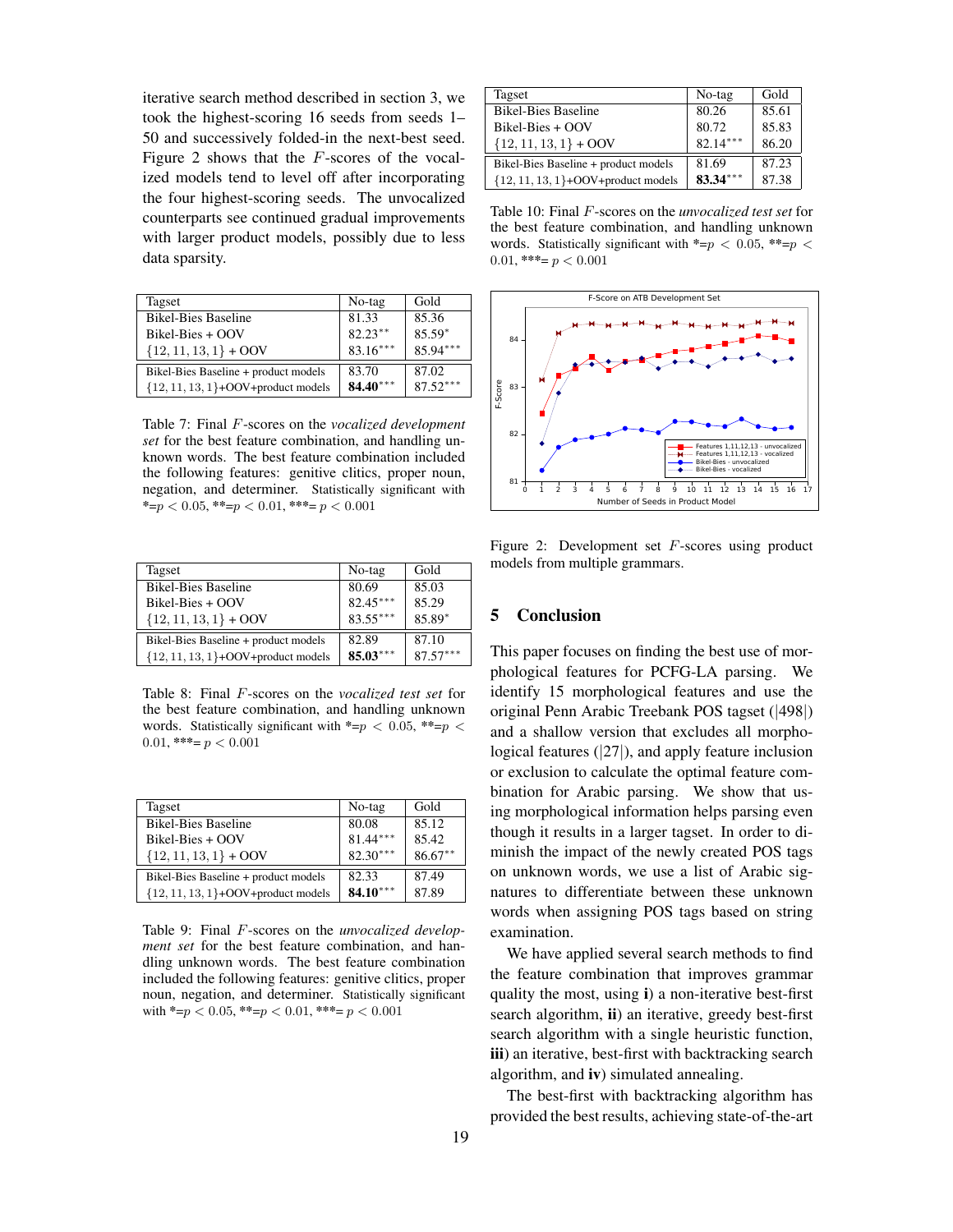iterative search method described in section 3, we took the highest-scoring 16 seeds from seeds 1–50 and successively folded-in the next-best seed. Figure 2 shows that the $F$-scores of the vocalized models tend to level off after incorporating the four highest-scoring seeds. The unvocalized counterparts see continued gradual improvements with larger product models, possibly due to less data sparsity.

| Tagset | No-tag | Gold |
|---|---|---|
| Bikel-Bies Baseline | 81.33 | 85.36 |
| Bikel-Bies + OOV | 82.23$^{**}$ | 85.59$^{*}$ |
| $\{12, 11, 13, 1\}$ + OOV | 83.16$^{***}$ | 85.94$^{***}$ |
| Bikel-Bies Baseline + product models | 83.70 | 87.02 |
| $\{12, 11, 13, 1\}$+OOV+product models | **84.40**$^{***}$ | 87.52$^{***}$ |

Table 7: Final $F$-scores on the *vocalized development set* for the best feature combination, and handling unknown words. The best feature combination included the following features: genitive clitics, proper noun, negation, and determiner. Statistically significant with *=$p < 0.05$, **=$p < 0.01$, ***= $p < 0.001$

| Tagset | No-tag | Gold |
|---|---|---|
| Bikel-Bies Baseline | 80.69 | 85.03 |
| Bikel-Bies + OOV | 82.45$^{***}$ | 85.29 |
| $\{12, 11, 13, 1\}$ + OOV | 83.55$^{***}$ | 85.89$^{*}$ |
| Bikel-Bies Baseline + product models | 82.89 | 87.10 |
| $\{12, 11, 13, 1\}$+OOV+product models | **85.03**$^{***}$ | 87.57$^{***}$ |

Table 8: Final $F$-scores on the *vocalized test set* for the best feature combination, and handling unknown words. Statistically significant with *=$p < 0.05$, **=$p < 0.01$, ***= $p < 0.001$

| Tagset | No-tag | Gold |
|---|---|---|
| Bikel-Bies Baseline | 80.08 | 85.12 |
| Bikel-Bies + OOV | 81.44$^{***}$ | 85.42 |
| $\{12, 11, 13, 1\}$ + OOV | 82.30$^{***}$ | 86.67$^{**}$ |
| Bikel-Bies Baseline + product models | 82.33 | 87.49 |
| $\{12, 11, 13, 1\}$+OOV+product models | **84.10**$^{***}$ | 87.89 |

Table 9: Final $F$-scores on the *unvocalized development set* for the best feature combination, and handling unknown words. The best feature combination included the following features: genitive clitics, proper noun, negation, and determiner. Statistically significant with *=$p < 0.05$, **=$p < 0.01$, ***= $p < 0.001$

| Tagset | No-tag | Gold |
|---|---|---|
| Bikel-Bies Baseline | 80.26 | 85.61 |
| Bikel-Bies + OOV | 80.72 | 85.83 |
| $\{12, 11, 13, 1\}$ + OOV | 82.14$^{***}$ | 86.20 |
| Bikel-Bies Baseline + product models | 81.69 | 87.23 |
| $\{12, 11, 13, 1\}$+OOV+product models | **83.34**$^{***}$ | 87.38 |

Table 10: Final $F$-scores on the *unvocalized test set* for the best feature combination, and handling unknown words. Statistically significant with *=$p < 0.05$, **=$p < 0.01$, ***= $p < 0.001$

Figure 2: Development set $F$-scores using product models from multiple grammars.

## 5 Conclusion

This paper focuses on finding the best use of morphological features for PCFG-LA parsing. We identify 15 morphological features and use the original Penn Arabic Treebank POS tagset (|498|) and a shallow version that excludes all morphological features (|27|), and apply feature inclusion or exclusion to calculate the optimal feature combination for Arabic parsing. We show that using morphological information helps parsing even though it results in a larger tagset. In order to diminish the impact of the newly created POS tags on unknown words, we use a list of Arabic signatures to differentiate between these unknown words when assigning POS tags based on string examination.

We have applied several search methods to find the feature combination that improves grammar quality the most, using **i**) a non-iterative best-first search algorithm, **ii**) an iterative, greedy best-first search algorithm with a single heuristic function, **iii**) an iterative, best-first with backtracking search algorithm, and **iv**) simulated annealing.

The best-first with backtracking algorithm has provided the best results, achieving state-of-the-art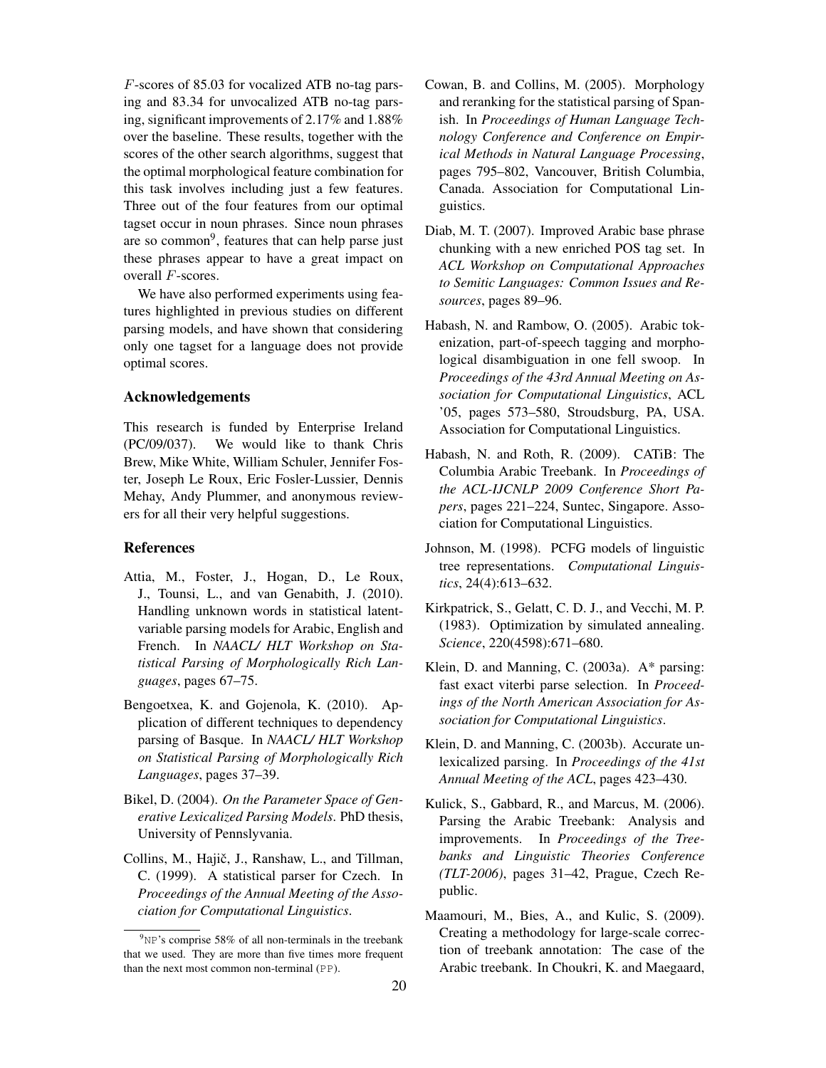$F$-scores of 85.03 for vocalized ATB no-tag parsing and 83.34 for unvocalized ATB no-tag parsing, significant improvements of 2.17% and 1.88% over the baseline. These results, together with the scores of the other search algorithms, suggest that the optimal morphological feature combination for this task involves including just a few features. Three out of the four features from our optimal tagset occur in noun phrases. Since noun phrases are so common[9], features that can help parse just these phrases appear to have a great impact on overall $F$-scores.

We have also performed experiments using features highlighted in previous studies on different parsing models, and have shown that considering only one tagset for a language does not provide optimal scores.

## Acknowledgements

This research is funded by Enterprise Ireland (PC/09/037). We would like to thank Chris Brew, Mike White, William Schuler, Jennifer Foster, Joseph Le Roux, Eric Fosler-Lussier, Dennis Mehay, Andy Plummer, and anonymous reviewers for all their very helpful suggestions.

## References

Attia, M., Foster, J., Hogan, D., Le Roux, J., Tounsi, L., and van Genabith, J. (2010). Handling unknown words in statistical latent-variable parsing models for Arabic, English and French. In *NAACL/ HLT Workshop on Statistical Parsing of Morphologically Rich Languages*, pages 67–75.

Bengoetxea, K. and Gojenola, K. (2010). Application of different techniques to dependency parsing of Basque. In *NAACL/ HLT Workshop on Statistical Parsing of Morphologically Rich Languages*, pages 37–39.

Bikel, D. (2004). *On the Parameter Space of Generative Lexicalized Parsing Models*. PhD thesis, University of Pennslyvania.

Collins, M., Hajič, J., Ranshaw, L., and Tillman, C. (1999). A statistical parser for Czech. In *Proceedings of the Annual Meeting of the Association for Computational Linguistics*.

Cowan, B. and Collins, M. (2005). Morphology and reranking for the statistical parsing of Spanish. In *Proceedings of Human Language Technology Conference and Conference on Empirical Methods in Natural Language Processing*, pages 795–802, Vancouver, British Columbia, Canada. Association for Computational Linguistics.

Diab, M. T. (2007). Improved Arabic base phrase chunking with a new enriched POS tag set. In *ACL Workshop on Computational Approaches to Semitic Languages: Common Issues and Resources*, pages 89–96.

Habash, N. and Rambow, O. (2005). Arabic tokenization, part-of-speech tagging and morphological disambiguation in one fell swoop. In *Proceedings of the 43rd Annual Meeting on Association for Computational Linguistics*, ACL '05, pages 573–580, Stroudsburg, PA, USA. Association for Computational Linguistics.

Habash, N. and Roth, R. (2009). CATiB: The Columbia Arabic Treebank. In *Proceedings of the ACL-IJCNLP 2009 Conference Short Papers*, pages 221–224, Suntec, Singapore. Association for Computational Linguistics.

Johnson, M. (1998). PCFG models of linguistic tree representations. *Computational Linguistics*, 24(4):613–632.

Kirkpatrick, S., Gelatt, C. D. J., and Vecchi, M. P. (1983). Optimization by simulated annealing. *Science*, 220(4598):671–680.

Klein, D. and Manning, C. (2003a). A* parsing: fast exact viterbi parse selection. In *Proceedings of the North American Association for Association for Computational Linguistics*.

Klein, D. and Manning, C. (2003b). Accurate unlexicalized parsing. In *Proceedings of the 41st Annual Meeting of the ACL*, pages 423–430.

Kulick, S., Gabbard, R., and Marcus, M. (2006). Parsing the Arabic Treebank: Analysis and improvements. In *Proceedings of the Treebanks and Linguistic Theories Conference (TLT-2006)*, pages 31–42, Prague, Czech Republic.

Maamouri, M., Bies, A., and Kulic, S. (2009). Creating a methodology for large-scale correction of treebank annotation: The case of the Arabic treebank. In Choukri, K. and Maegaard,

[9] NP's comprise 58% of all non-terminals in the treebank that we used. They are more than five times more frequent than the next most common non-terminal (PP).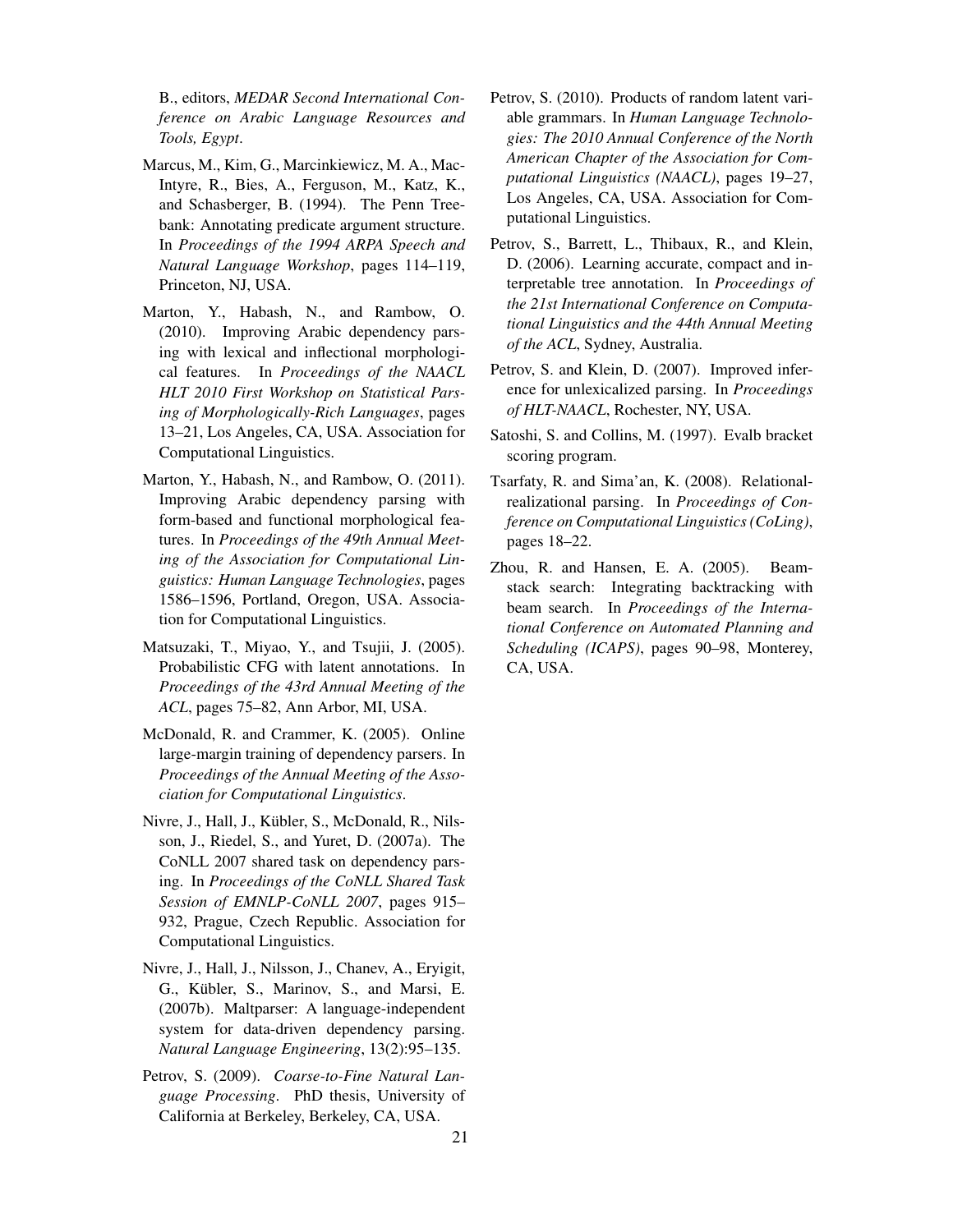B., editors, *MEDAR Second International Conference on Arabic Language Resources and Tools, Egypt*.

Marcus, M., Kim, G., Marcinkiewicz, M. A., MacIntyre, R., Bies, A., Ferguson, M., Katz, K., and Schasberger, B. (1994). The Penn Treebank: Annotating predicate argument structure. In *Proceedings of the 1994 ARPA Speech and Natural Language Workshop*, pages 114–119, Princeton, NJ, USA.

Marton, Y., Habash, N., and Rambow, O. (2010). Improving Arabic dependency parsing with lexical and inflectional morphological features. In *Proceedings of the NAACL HLT 2010 First Workshop on Statistical Parsing of Morphologically-Rich Languages*, pages 13–21, Los Angeles, CA, USA. Association for Computational Linguistics.

Marton, Y., Habash, N., and Rambow, O. (2011). Improving Arabic dependency parsing with form-based and functional morphological features. In *Proceedings of the 49th Annual Meeting of the Association for Computational Linguistics: Human Language Technologies*, pages 1586–1596, Portland, Oregon, USA. Association for Computational Linguistics.

Matsuzaki, T., Miyao, Y., and Tsujii, J. (2005). Probabilistic CFG with latent annotations. In *Proceedings of the 43rd Annual Meeting of the ACL*, pages 75–82, Ann Arbor, MI, USA.

McDonald, R. and Crammer, K. (2005). Online large-margin training of dependency parsers. In *Proceedings of the Annual Meeting of the Association for Computational Linguistics*.

Nivre, J., Hall, J., Kübler, S., McDonald, R., Nilsson, J., Riedel, S., and Yuret, D. (2007a). The CoNLL 2007 shared task on dependency parsing. In *Proceedings of the CoNLL Shared Task Session of EMNLP-CoNLL 2007*, pages 915–932, Prague, Czech Republic. Association for Computational Linguistics.

Nivre, J., Hall, J., Nilsson, J., Chanev, A., Eryigit, G., Kübler, S., Marinov, S., and Marsi, E. (2007b). Maltparser: A language-independent system for data-driven dependency parsing. *Natural Language Engineering*, 13(2):95–135.

Petrov, S. (2009). *Coarse-to-Fine Natural Language Processing*. PhD thesis, University of California at Berkeley, Berkeley, CA, USA.

Petrov, S. (2010). Products of random latent variable grammars. In *Human Language Technologies: The 2010 Annual Conference of the North American Chapter of the Association for Computational Linguistics (NAACL)*, pages 19–27, Los Angeles, CA, USA. Association for Computational Linguistics.

Petrov, S., Barrett, L., Thibaux, R., and Klein, D. (2006). Learning accurate, compact and interpretable tree annotation. In *Proceedings of the 21st International Conference on Computational Linguistics and the 44th Annual Meeting of the ACL*, Sydney, Australia.

Petrov, S. and Klein, D. (2007). Improved inference for unlexicalized parsing. In *Proceedings of HLT-NAACL*, Rochester, NY, USA.

Satoshi, S. and Collins, M. (1997). Evalb bracket scoring program.

Tsarfaty, R. and Sima'an, K. (2008). Relational-realizational parsing. In *Proceedings of Conference on Computational Linguistics (CoLing)*, pages 18–22.

Zhou, R. and Hansen, E. A. (2005). Beam-stack search: Integrating backtracking with beam search. In *Proceedings of the International Conference on Automated Planning and Scheduling (ICAPS)*, pages 90–98, Monterey, CA, USA.